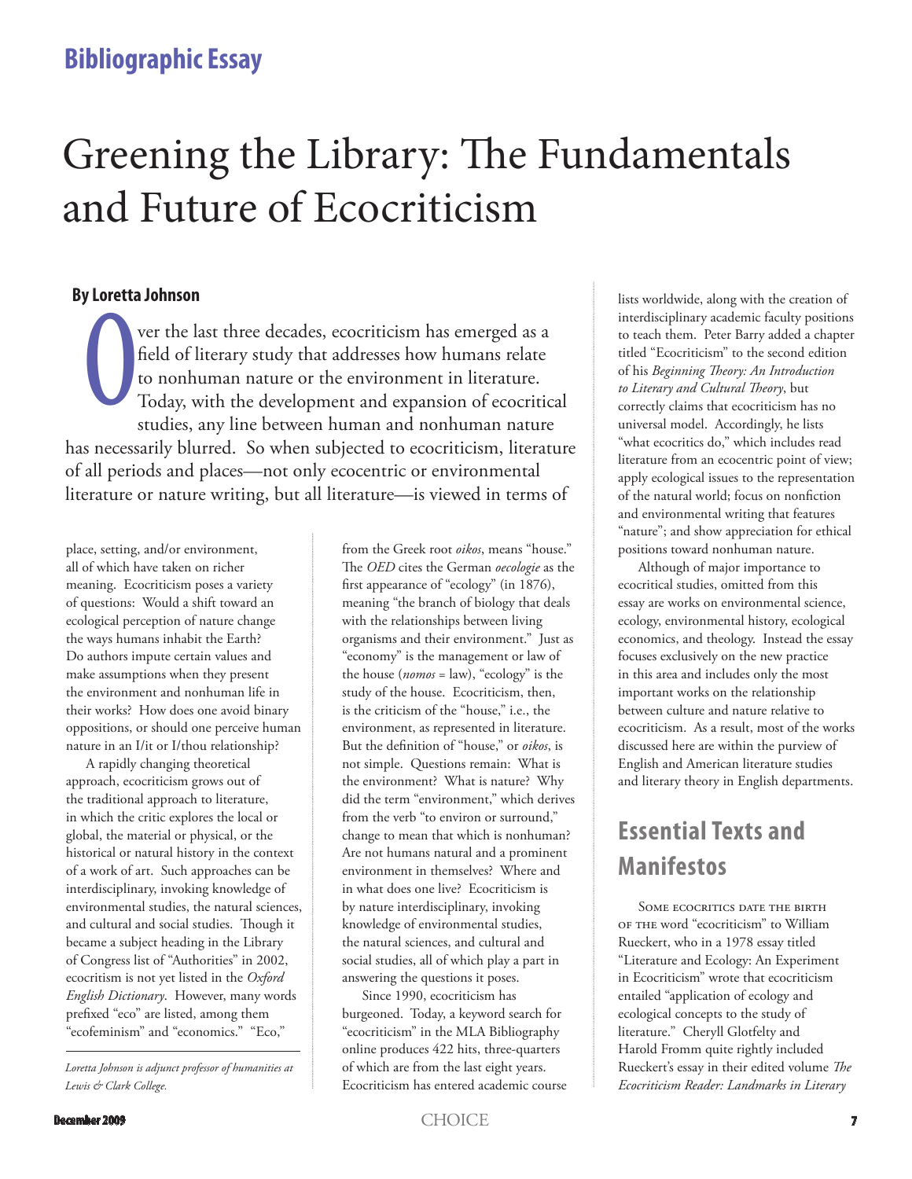Bibliographic Essay

# Greening the Library: The Fundamentals and Future of Ecocriticism

**By Loretta Johnson**

Over the last three decades, ecocriticism has emerged as a field of literary study that addresses how humans relate to nonhuman nature or the environment in literature. Today, with the development and expansion of ecocritical studies, any line between human and nonhuman nature has necessarily blurred. So when subjected to ecocriticism, literature of all periods and places—not only ecocentric or environmental literature or nature writing, but all literature—is viewed in terms of place, setting, and/or environment, all of which have taken on richer meaning. Ecocriticism poses a variety of questions: Would a shift toward an ecological perception of nature change the ways humans inhabit the Earth? Do authors impute certain values and make assumptions when they present the environment and nonhuman life in their works? How does one avoid binary oppositions, or should one perceive human nature in an I/it or I/thou relationship?

A rapidly changing theoretical approach, ecocriticism grows out of the traditional approach to literature, in which the critic explores the local or global, the material or physical, or the historical or natural history in the context of a work of art. Such approaches can be interdisciplinary, invoking knowledge of environmental studies, the natural sciences, and cultural and social studies. Though it became a subject heading in the Library of Congress list of "Authorities" in 2002, ecocritism is not yet listed in the *Oxford English Dictionary*. However, many words prefixed "eco" are listed, among them "ecofeminism" and "economics." "Eco," from the Greek root *oikos*, means "house." The *OED* cites the German *oecologie* as the first appearance of "ecology" (in 1876), meaning "the branch of biology that deals with the relationships between living organisms and their environment." Just as "economy" is the management or law of the house (*nomos* = law), "ecology" is the study of the house. Ecocriticism, then, is the criticism of the "house," i.e., the environment, as represented in literature. But the definition of "house," or *oikos*, is not simple. Questions remain: What is the environment? What is nature? Why did the term "environment," which derives from the verb "to environ or surround," change to mean that which is nonhuman? Are not humans natural and a prominent environment in themselves? Where and in what does one live? Ecocriticism is by nature interdisciplinary, invoking knowledge of environmental studies, the natural sciences, and cultural and social studies, all of which play a part in answering the questions it poses.

Since 1990, ecocriticism has burgeoned. Today, a keyword search for "ecocriticism" in the MLA Bibliography online produces 422 hits, three-quarters of which are from the last eight years. Ecocriticism has entered academic course lists worldwide, along with the creation of interdisciplinary academic faculty positions to teach them. Peter Barry added a chapter titled "Ecocriticism" to the second edition of his *Beginning Theory: An Introduction to Literary and Cultural Theory*, but correctly claims that ecocriticism has no universal model. Accordingly, he lists "what ecocritics do," which includes read literature from an ecocentric point of view; apply ecological issues to the representation of the natural world; focus on nonfiction and environmental writing that features "nature"; and show appreciation for ethical positions toward nonhuman nature.

Although of major importance to ecocritical studies, omitted from this essay are works on environmental science, ecology, environmental history, ecological economics, and theology. Instead the essay focuses exclusively on the new practice in this area and includes only the most important works on the relationship between culture and nature relative to ecocriticism. As a result, most of the works discussed here are within the purview of English and American literature studies and literary theory in English departments.

*Loretta Johnson is adjunct professor of humanities at Lewis & Clark College.*

## Essential Texts and Manifestos

Some ecocritics date the birth of the word "ecocriticism" to William Rueckert, who in a 1978 essay titled "Literature and Ecology: An Experiment in Ecocriticism" wrote that ecocriticism entailed "application of ecology and ecological concepts to the study of literature." Cheryll Glotfelty and Harold Fromm quite rightly included Rueckert's essay in their edited volume *The Ecocriticism Reader: Landmarks in Literary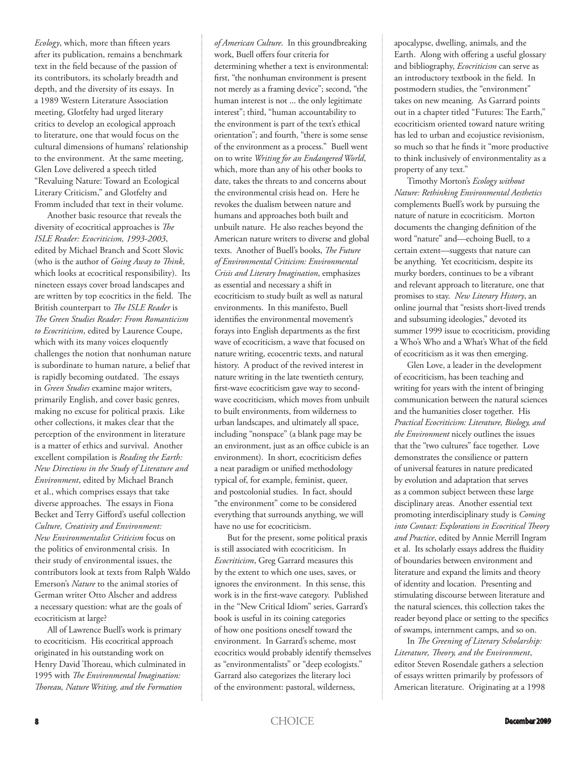*Ecology*, which, more than fifteen years after its publication, remains a benchmark text in the field because of the passion of its contributors, its scholarly breadth and depth, and the diversity of its essays. In a 1989 Western Literature Association meeting, Glotfelty had urged literary critics to develop an ecological approach to literature, one that would focus on the cultural dimensions of humans' relationship to the environment. At the same meeting, Glen Love delivered a speech titled "Revaluing Nature: Toward an Ecological Literary Criticism," and Glotfelty and Fromm included that text in their volume.

Another basic resource that reveals the diversity of ecocritical approaches is *The ISLE Reader: Ecocriticism, 1993-2003*, edited by Michael Branch and Scott Slovic (who is the author of *Going Away to Think*, which looks at ecocritical responsibility). Its nineteen essays cover broad landscapes and are written by top ecocritics in the field. The British counterpart to *The ISLE Reader* is *The Green Studies Reader: From Romanticism to Ecocriticism*, edited by Laurence Coupe, which with its many voices eloquently challenges the notion that nonhuman nature is subordinate to human nature, a belief that is rapidly becoming outdated. The essays in *Green Studies* examine major writers, primarily English, and cover basic genres, making no excuse for political praxis. Like other collections, it makes clear that the perception of the environment in literature is a matter of ethics and survival. Another excellent compilation is *Reading the Earth: New Directions in the Study of Literature and Environment*, edited by Michael Branch et al., which comprises essays that take diverse approaches. The essays in Fiona Becket and Terry Gifford's useful collection *Culture, Creativity and Environment: New Environmentalist Criticism* focus on the politics of environmental crisis. In their study of environmental issues, the contributors look at texts from Ralph Waldo Emerson's *Nature* to the animal stories of German writer Otto Alscher and address a necessary question: what are the goals of ecocriticism at large?

All of Lawrence Buell's work is primary to ecocriticism. His ecocritical approach originated in his outstanding work on Henry David Thoreau, which culminated in 1995 with *The Environmental Imagination: Thoreau, Nature Writing, and the Formation of American Culture*. In this groundbreaking work, Buell offers four criteria for determining whether a text is environmental: first, "the nonhuman environment is present not merely as a framing device"; second, "the human interest is not ... the only legitimate interest"; third, "human accountability to the environment is part of the text's ethical orientation"; and fourth, "there is some sense of the environment as a process." Buell went on to write *Writing for an Endangered World*, which, more than any of his other books to date, takes the threats to and concerns about the environmental crisis head on. Here he revokes the dualism between nature and humans and approaches both built and unbuilt nature. He also reaches beyond the American nature writers to diverse and global texts. Another of Buell's books, *The Future of Environmental Criticism: Environmental Crisis and Literary Imagination*, emphasizes as essential and necessary a shift in ecocriticism to study built as well as natural environments. In this manifesto, Buell identifies the environmental movement's forays into English departments as the first wave of ecocriticism, a wave that focused on nature writing, ecocentric texts, and natural history. A product of the revived interest in nature writing in the late twentieth century, first-wave ecocriticism gave way to second-wave ecocriticism, which moves from unbuilt to built environments, from wilderness to urban landscapes, and ultimately all space, including "nonspace" (a blank page may be an environment, just as an office cubicle is an environment). In short, ecocriticism defies a neat paradigm or unified methodology typical of, for example, feminist, queer, and postcolonial studies. In fact, should "the environment" come to be considered everything that surrounds anything, we will have no use for ecocriticism.

But for the present, some political praxis is still associated with ecocriticism. In *Ecocriticism*, Greg Garrard measures this by the extent to which one uses, saves, or ignores the environment. In this sense, this work is in the first-wave category. Published in the "New Critical Idiom" series, Garrard's book is useful in its coining categories of how one positions oneself toward the environment. In Garrard's scheme, most ecocritics would probably identify themselves as "environmentalists" or "deep ecologists." Garrard also categorizes the literary loci of the environment: pastoral, wilderness, apocalypse, dwelling, animals, and the Earth. Along with offering a useful glossary and bibliography, *Ecocriticism* can serve as an introductory textbook in the field. In postmodern studies, the "environment" takes on new meaning. As Garrard points out in a chapter titled "Futures: The Earth," ecocriticism oriented toward nature writing has led to urban and ecojustice revisionism, so much so that he finds it "more productive to think inclusively of environmentality as a property of any text."

Timothy Morton's *Ecology without Nature: Rethinking Environmental Aesthetics* complements Buell's work by pursuing the nature of nature in ecocriticism. Morton documents the changing definition of the word "nature" and—echoing Buell, to a certain extent—suggests that nature can be anything. Yet ecocriticism, despite its murky borders, continues to be a vibrant and relevant approach to literature, one that promises to stay. *New Literary History*, an online journal that "resists short-lived trends and subsuming ideologies," devoted its summer 1999 issue to ecocriticism, providing a Who's Who and a What's What of the field of ecocriticism as it was then emerging.

Glen Love, a leader in the development of ecocriticism, has been teaching and writing for years with the intent of bringing communication between the natural sciences and the humanities closer together. His *Practical Ecocriticism: Literature, Biology, and the Environment* nicely outlines the issues that the "two cultures" face together. Love demonstrates the consilience or pattern of universal features in nature predicated by evolution and adaptation that serves as a common subject between these large disciplinary areas. Another essential text promoting interdisciplinary study is *Coming into Contact: Explorations in Ecocritical Theory and Practice*, edited by Annie Merrill Ingram et al. Its scholarly essays address the fluidity of boundaries between environment and literature and expand the limits and theory of identity and location. Presenting and stimulating discourse between literature and the natural sciences, this collection takes the reader beyond place or setting to the specifics of swamps, internment camps, and so on.

In *The Greening of Literary Scholarship: Literature, Theory, and the Environment*, editor Steven Rosendale gathers a selection of essays written primarily by professors of American literature. Originating at a 1998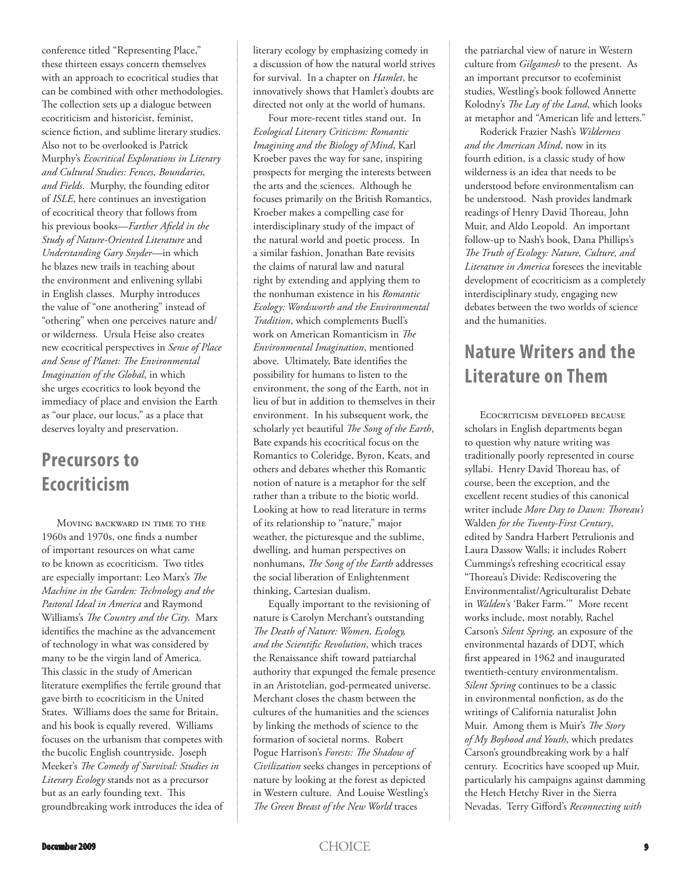conference titled "Representing Place," these thirteen essays concern themselves with an approach to ecocritical studies that can be combined with other methodologies. The collection sets up a dialogue between ecocriticism and historicist, feminist, science fiction, and sublime literary studies. Also not to be overlooked is Patrick Murphy's *Ecocritical Explorations in Literary and Cultural Studies: Fences, Boundaries, and Fields*. Murphy, the founding editor of *ISLE*, here continues an investigation of ecocritical theory that follows from his previous books—*Farther Afield in the Study of Nature-Oriented Literature* and *Understanding Gary Snyder*—in which he blazes new trails in teaching about the environment and enlivening syllabi in English classes. Murphy introduces the value of "one anothering" instead of "othering" when one perceives nature and/or wilderness. Ursula Heise also creates new ecocritical perspectives in *Sense of Place and Sense of Planet: The Environmental Imagination of the Global*, in which she urges ecocritics to look beyond the immediacy of place and envision the Earth as "our place, our locus," as a place that deserves loyalty and preservation.

## Precursors to Ecocriticism

Moving backward in time to the 1960s and 1970s, one finds a number of important resources on what came to be known as ecocriticism. Two titles are especially important: Leo Marx's *The Machine in the Garden: Technology and the Pastoral Ideal in America* and Raymond Williams's *The Country and the City*. Marx identifies the machine as the advancement of technology in what was considered by many to be the virgin land of America. This classic in the study of American literature exemplifies the fertile ground that gave birth to ecocriticism in the United States. Williams does the same for Britain, and his book is equally revered. Williams focuses on the urbanism that competes with the bucolic English countryside. Joseph Meeker's *The Comedy of Survival: Studies in Literary Ecology* stands not as a precursor but as an early founding text. This groundbreaking work introduces the idea of literary ecology by emphasizing comedy in a discussion of how the natural world strives for survival. In a chapter on *Hamlet*, he innovatively shows that Hamlet's doubts are directed not only at the world of humans.

Four more-recent titles stand out. In *Ecological Literary Criticism: Romantic Imagining and the Biology of Mind*, Karl Kroeber paves the way for sane, inspiring prospects for merging the interests between the arts and the sciences. Although he focuses primarily on the British Romantics, Kroeber makes a compelling case for interdisciplinary study of the impact of the natural world and poetic process. In a similar fashion, Jonathan Bate revisits the claims of natural law and natural right by extending and applying them to the nonhuman existence in his *Romantic Ecology: Wordsworth and the Environmental Tradition*, which complements Buell's work on American Romanticism in *The Environmental Imagination*, mentioned above. Ultimately, Bate identifies the possibility for humans to listen to the environment, the song of the Earth, not in lieu of but in addition to themselves in their environment. In his subsequent work, the scholarly yet beautiful *The Song of the Earth*, Bate expands his ecocritical focus on the Romantics to Coleridge, Byron, Keats, and others and debates whether this Romantic notion of nature is a metaphor for the self rather than a tribute to the biotic world. Looking at how to read literature in terms of its relationship to "nature," major weather, the picturesque and the sublime, dwelling, and human perspectives on nonhumans, *The Song of the Earth* addresses the social liberation of Enlightenment thinking, Cartesian dualism.

Equally important to the revisioning of nature is Carolyn Merchant's outstanding *The Death of Nature: Women, Ecology, and the Scientific Revolution*, which traces the Renaissance shift toward patriarchal authority that expunged the female presence in an Aristotelian, god-permeated universe. Merchant closes the chasm between the cultures of the humanities and the sciences by linking the methods of science to the formation of societal norms. Robert Pogue Harrison's *Forests: The Shadow of Civilization* seeks changes in perceptions of nature by looking at the forest as depicted in Western culture. And Louise Westling's *The Green Breast of the New World* traces the patriarchal view of nature in Western culture from *Gilgamesh* to the present. As an important precursor to ecofeminist studies, Westling's book followed Annette Kolodny's *The Lay of the Land*, which looks at metaphor and "American life and letters."

Roderick Frazier Nash's *Wilderness and the American Mind*, now in its fourth edition, is a classic study of how wilderness is an idea that needs to be understood before environmentalism can be understood. Nash provides landmark readings of Henry David Thoreau, John Muir, and Aldo Leopold. An important follow-up to Nash's book, Dana Phillips's *The Truth of Ecology: Nature, Culture, and Literature in America* foresees the inevitable development of ecocriticism as a completely interdisciplinary study, engaging new debates between the two worlds of science and the humanities.

## Nature Writers and the Literature on Them

Ecocriticism developed because scholars in English departments began to question why nature writing was traditionally poorly represented in course syllabi. Henry David Thoreau has, of course, been the exception, and the excellent recent studies of this canonical writer include *More Day to Dawn: Thoreau's* Walden *for the Twenty-First Century*, edited by Sandra Harbert Petrulionis and Laura Dassow Walls; it includes Robert Cummings's refreshing ecocritical essay "Thoreau's Divide: Rediscovering the Environmentalist/Agriculturalist Debate in *Walden*'s 'Baker Farm.'" More recent works include, most notably, Rachel Carson's *Silent Spring*, an exposure of the environmental hazards of DDT, which first appeared in 1962 and inaugurated twentieth-century environmentalism. *Silent Spring* continues to be a classic in environmental nonfiction, as do the writings of California naturalist John Muir. Among them is Muir's *The Story of My Boyhood and Youth*, which predates Carson's groundbreaking work by a half century. Ecocritics have scooped up Muir, particularly his campaigns against damming the Hetch Hetchy River in the Sierra Nevadas. Terry Gifford's *Reconnecting with*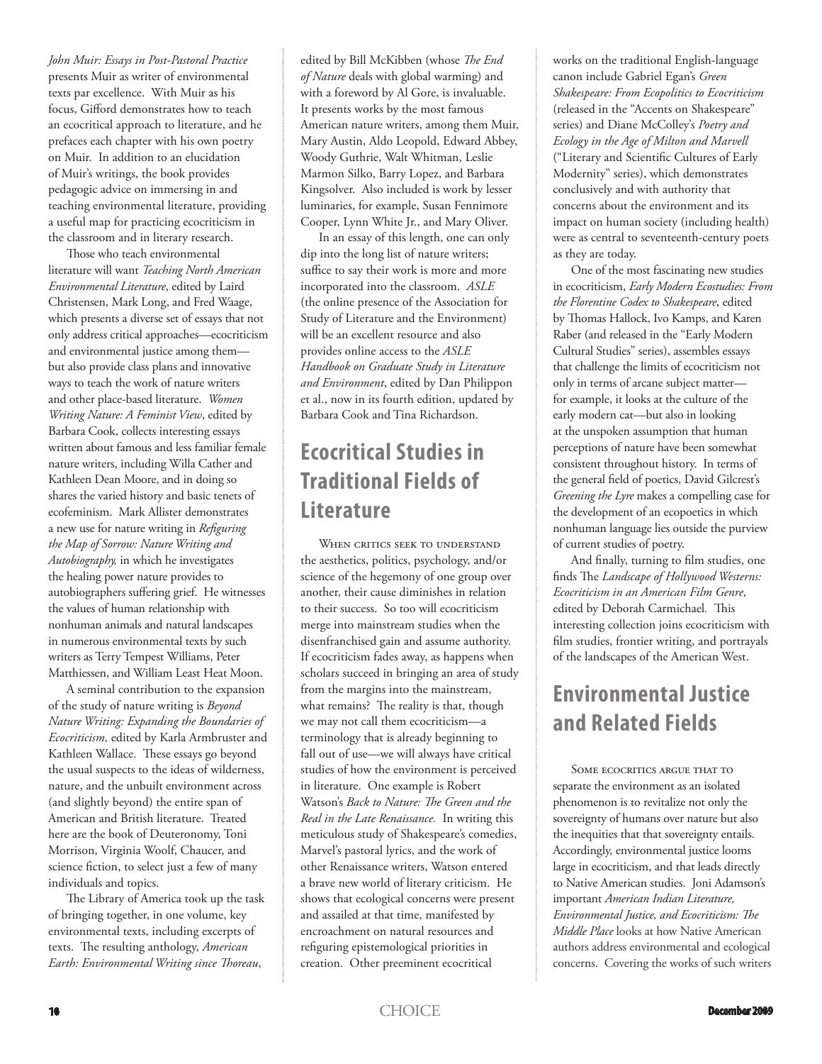*John Muir: Essays in Post-Pastoral Practice* presents Muir as writer of environmental texts par excellence. With Muir as his focus, Gifford demonstrates how to teach an ecocritical approach to literature, and he prefaces each chapter with his own poetry on Muir. In addition to an elucidation of Muir's writings, the book provides pedagogic advice on immersing in and teaching environmental literature, providing a useful map for practicing ecocriticism in the classroom and in literary research.

Those who teach environmental literature will want *Teaching North American Environmental Literature*, edited by Laird Christensen, Mark Long, and Fred Waage, which presents a diverse set of essays that not only address critical approaches—ecocriticism and environmental justice among them—but also provide class plans and innovative ways to teach the work of nature writers and other place-based literature. *Women Writing Nature: A Feminist View*, edited by Barbara Cook, collects interesting essays written about famous and less familiar female nature writers, including Willa Cather and Kathleen Dean Moore, and in doing so shares the varied history and basic tenets of ecofeminism. Mark Allister demonstrates a new use for nature writing in *Refiguring the Map of Sorrow: Nature Writing and Autobiography,* in which he investigates the healing power nature provides to autobiographers suffering grief. He witnesses the values of human relationship with nonhuman animals and natural landscapes in numerous environmental texts by such writers as Terry Tempest Williams, Peter Matthiessen, and William Least Heat Moon.

A seminal contribution to the expansion of the study of nature writing is *Beyond Nature Writing: Expanding the Boundaries of Ecocriticism,* edited by Karla Armbruster and Kathleen Wallace. These essays go beyond the usual suspects to the ideas of wilderness, nature, and the unbuilt environment across (and slightly beyond) the entire span of American and British literature. Treated here are the book of Deuteronomy, Toni Morrison, Virginia Woolf, Chaucer, and science fiction, to select just a few of many individuals and topics.

The Library of America took up the task of bringing together, in one volume, key environmental texts, including excerpts of texts. The resulting anthology, *American Earth: Environmental Writing since Thoreau*, edited by Bill McKibben (whose *The End of Nature* deals with global warming) and with a foreword by Al Gore, is invaluable. It presents works by the most famous American nature writers, among them Muir, Mary Austin, Aldo Leopold, Edward Abbey, Woody Guthrie, Walt Whitman, Leslie Marmon Silko, Barry Lopez, and Barbara Kingsolver. Also included is work by lesser luminaries, for example, Susan Fennimore Cooper, Lynn White Jr., and Mary Oliver.

In an essay of this length, one can only dip into the long list of nature writers; suffice to say their work is more and more incorporated into the classroom. *ASLE* (the online presence of the Association for Study of Literature and the Environment) will be an excellent resource and also provides online access to the *ASLE Handbook on Graduate Study in Literature and Environment*, edited by Dan Philippon et al., now in its fourth edition, updated by Barbara Cook and Tina Richardson.

## Ecocritical Studies in Traditional Fields of Literature

When critics seek to understand the aesthetics, politics, psychology, and/or science of the hegemony of one group over another, their cause diminishes in relation to their success. So too will ecocriticism merge into mainstream studies when the disenfranchised gain and assume authority. If ecocriticism fades away, as happens when scholars succeed in bringing an area of study from the margins into the mainstream, what remains? The reality is that, though we may not call them ecocriticism—a terminology that is already beginning to fall out of use—we will always have critical studies of how the environment is perceived in literature. One example is Robert Watson's *Back to Nature: The Green and the Real in the Late Renaissance.* In writing this meticulous study of Shakespeare's comedies, Marvel's pastoral lyrics, and the work of other Renaissance writers, Watson entered a brave new world of literary criticism. He shows that ecological concerns were present and assailed at that time, manifested by encroachment on natural resources and refiguring epistemological priorities in creation. Other preeminent ecocritical works on the traditional English-language canon include Gabriel Egan's *Green Shakespeare: From Ecopolitics to Ecocriticism* (released in the "Accents on Shakespeare" series) and Diane McColley's *Poetry and Ecology in the Age of Milton and Marvell* ("Literary and Scientific Cultures of Early Modernity" series), which demonstrates conclusively and with authority that concerns about the environment and its impact on human society (including health) were as central to seventeenth-century poets as they are today.

One of the most fascinating new studies in ecocriticism, *Early Modern Ecostudies: From the Florentine Codex to Shakespeare*, edited by Thomas Hallock, Ivo Kamps, and Karen Raber (and released in the "Early Modern Cultural Studies" series), assembles essays that challenge the limits of ecocriticism not only in terms of arcane subject matter—for example, it looks at the culture of the early modern cat—but also in looking at the unspoken assumption that human perceptions of nature have been somewhat consistent throughout history. In terms of the general field of poetics, David Gilcrest's *Greening the Lyre* makes a compelling case for the development of an ecopoetics in which nonhuman language lies outside the purview of current studies of poetry.

And finally, turning to film studies, one finds The *Landscape of Hollywood Westerns: Ecocriticism in an American Film Genre*, edited by Deborah Carmichael. This interesting collection joins ecocriticism with film studies, frontier writing, and portrayals of the landscapes of the American West.

## Environmental Justice and Related Fields

Some ecocritics argue that to separate the environment as an isolated phenomenon is to revitalize not only the sovereignty of humans over nature but also the inequities that that sovereignty entails. Accordingly, environmental justice looms large in ecocriticism, and that leads directly to Native American studies. Joni Adamson's important *American Indian Literature, Environmental Justice, and Ecocriticism: The Middle Place* looks at how Native American authors address environmental and ecological concerns. Covering the works of such writers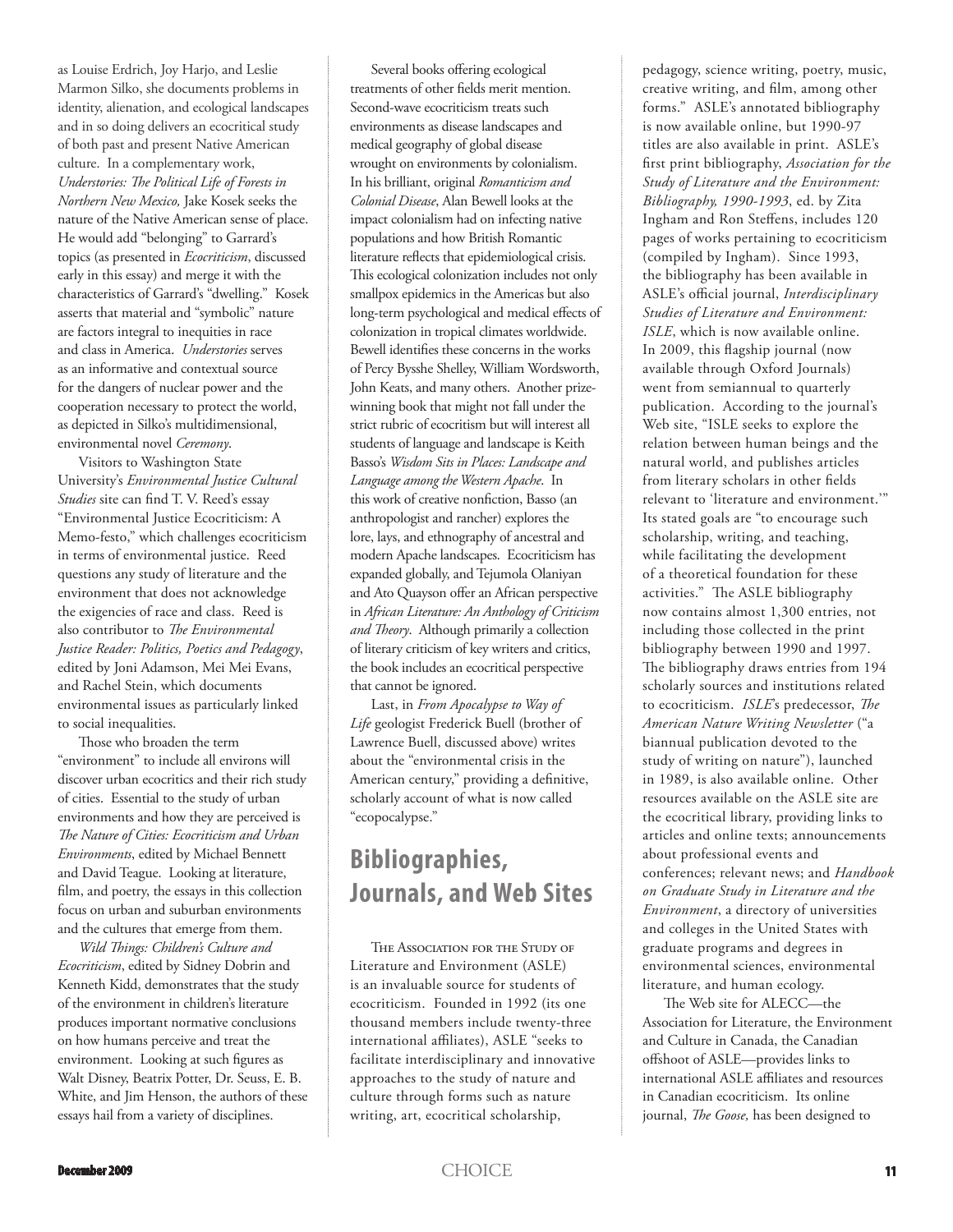as Louise Erdrich, Joy Harjo, and Leslie Marmon Silko, she documents problems in identity, alienation, and ecological landscapes and in so doing delivers an ecocritical study of both past and present Native American culture. In a complementary work, *Understories: The Political Life of Forests in Northern New Mexico,* Jake Kosek seeks the nature of the Native American sense of place. He would add "belonging" to Garrard's topics (as presented in *Ecocriticism*, discussed early in this essay) and merge it with the characteristics of Garrard's "dwelling." Kosek asserts that material and "symbolic" nature are factors integral to inequities in race and class in America. *Understories* serves as an informative and contextual source for the dangers of nuclear power and the cooperation necessary to protect the world, as depicted in Silko's multidimensional, environmental novel *Ceremony*.

Visitors to Washington State University's *Environmental Justice Cultural Studies* site can find T. V. Reed's essay "Environmental Justice Ecocriticism: A Memo-festo," which challenges ecocriticism in terms of environmental justice. Reed questions any study of literature and the environment that does not acknowledge the exigencies of race and class. Reed is also contributor to *The Environmental Justice Reader: Politics, Poetics and Pedagogy*, edited by Joni Adamson, Mei Mei Evans, and Rachel Stein, which documents environmental issues as particularly linked to social inequalities.

Those who broaden the term "environment" to include all environs will discover urban ecocritics and their rich study of cities. Essential to the study of urban environments and how they are perceived is *The Nature of Cities: Ecocriticism and Urban Environments*, edited by Michael Bennett and David Teague. Looking at literature, film, and poetry, the essays in this collection focus on urban and suburban environments and the cultures that emerge from them.

*Wild Things: Children's Culture and Ecocriticism*, edited by Sidney Dobrin and Kenneth Kidd, demonstrates that the study of the environment in children's literature produces important normative conclusions on how humans perceive and treat the environment. Looking at such figures as Walt Disney, Beatrix Potter, Dr. Seuss, E. B. White, and Jim Henson, the authors of these essays hail from a variety of disciplines.

Several books offering ecological treatments of other fields merit mention. Second-wave ecocriticism treats such environments as disease landscapes and medical geography of global disease wrought on environments by colonialism. In his brilliant, original *Romanticism and Colonial Disease*, Alan Bewell looks at the impact colonialism had on infecting native populations and how British Romantic literature reflects that epidemiological crisis. This ecological colonization includes not only smallpox epidemics in the Americas but also long-term psychological and medical effects of colonization in tropical climates worldwide. Bewell identifies these concerns in the works of Percy Bysshe Shelley, William Wordsworth, John Keats, and many others. Another prize-winning book that might not fall under the strict rubric of ecocritism but will interest all students of language and landscape is Keith Basso's *Wisdom Sits in Places: Landscape and Language among the Western Apache*. In this work of creative nonfiction, Basso (an anthropologist and rancher) explores the lore, lays, and ethnography of ancestral and modern Apache landscapes. Ecocriticism has expanded globally, and Tejumola Olaniyan and Ato Quayson offer an African perspective in *African Literature: An Anthology of Criticism and Theory*. Although primarily a collection of literary criticism of key writers and critics, the book includes an ecocritical perspective that cannot be ignored.

Last, in *From Apocalypse to Way of Life* geologist Frederick Buell (brother of Lawrence Buell, discussed above) writes about the "environmental crisis in the American century," providing a definitive, scholarly account of what is now called "ecopocalypse."

## Bibliographies, Journals, and Web Sites

The Association for the Study of Literature and Environment (ASLE) is an invaluable source for students of ecocriticism. Founded in 1992 (its one thousand members include twenty-three international affiliates), ASLE "seeks to facilitate interdisciplinary and innovative approaches to the study of nature and culture through forms such as nature writing, art, ecocritical scholarship, pedagogy, science writing, poetry, music, creative writing, and film, among other forms." ASLE's annotated bibliography is now available online, but 1990-97 titles are also available in print. ASLE's first print bibliography, *Association for the Study of Literature and the Environment: Bibliography, 1990-1993*, ed. by Zita Ingham and Ron Steffens, includes 120 pages of works pertaining to ecocriticism (compiled by Ingham). Since 1993, the bibliography has been available in ASLE's official journal, *Interdisciplinary Studies of Literature and Environment: ISLE*, which is now available online. In 2009, this flagship journal (now available through Oxford Journals) went from semiannual to quarterly publication. According to the journal's Web site, "ISLE seeks to explore the relation between human beings and the natural world, and publishes articles from literary scholars in other fields relevant to 'literature and environment.'" Its stated goals are "to encourage such scholarship, writing, and teaching, while facilitating the development of a theoretical foundation for these activities." The ASLE bibliography now contains almost 1,300 entries, not including those collected in the print bibliography between 1990 and 1997. The bibliography draws entries from 194 scholarly sources and institutions related to ecocriticism. *ISLE*'s predecessor, *The American Nature Writing Newsletter* ("a biannual publication devoted to the study of writing on nature"), launched in 1989, is also available online. Other resources available on the ASLE site are the ecocritical library, providing links to articles and online texts; announcements about professional events and conferences; relevant news; and *Handbook on Graduate Study in Literature and the Environment*, a directory of universities and colleges in the United States with graduate programs and degrees in environmental sciences, environmental literature, and human ecology.

The Web site for ALECC—the Association for Literature, the Environment and Culture in Canada, the Canadian offshoot of ASLE—provides links to international ASLE affiliates and resources in Canadian ecocriticism. Its online journal, *The Goose,* has been designed to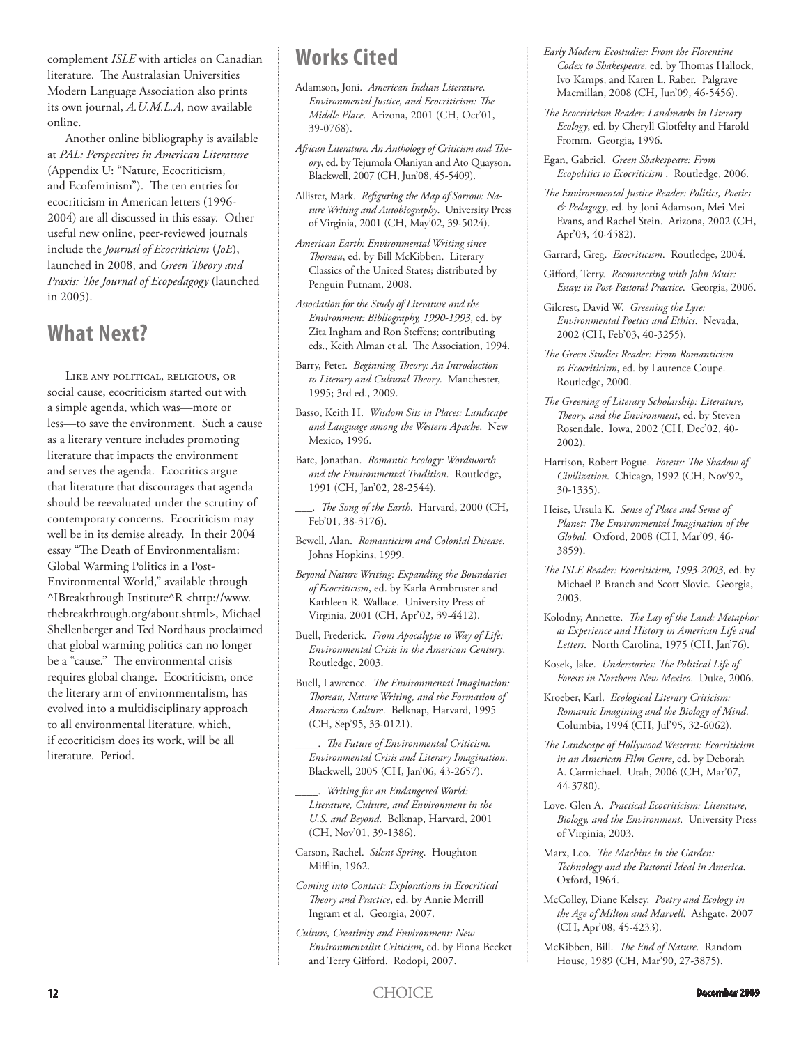complement *ISLE* with articles on Canadian literature. The Australasian Universities Modern Language Association also prints its own journal, *A.U.M.L.A*, now available online.

Another online bibliography is available at *PAL: Perspectives in American Literature* (Appendix U: "Nature, Ecocriticism, and Ecofeminism"). The ten entries for ecocriticism in American letters (1996-2004) are all discussed in this essay. Other useful new online, peer-reviewed journals include the *Journal of Ecocriticism* (*JoE*), launched in 2008, and *Green Theory and Praxis: The Journal of Ecopedagogy* (launched in 2005).

## What Next?

Like any political, religious, or social cause, ecocriticism started out with a simple agenda, which was—more or less—to save the environment. Such a cause as a literary venture includes promoting literature that impacts the environment and serves the agenda. Ecocritics argue that literature that discourages that agenda should be reevaluated under the scrutiny of contemporary concerns. Ecocriticism may well be in its demise already. In their 2004 essay "The Death of Environmentalism: Global Warming Politics in a Post-Environmental World," available through ^IBreakthrough Institute^R <http://www.thebreakthrough.org/about.shtml>, Michael Shellenberger and Ted Nordhaus proclaimed that global warming politics can no longer be a "cause." The environmental crisis requires global change. Ecocriticism, once the literary arm of environmentalism, has evolved into a multidisciplinary approach to all environmental literature, which, if ecocriticism does its work, will be all literature. Period.

## Works Cited

Adamson, Joni. *American Indian Literature, Environmental Justice, and Ecocriticism: The Middle Place*. Arizona, 2001 (CH, Oct'01, 39-0768).

*African Literature: An Anthology of Criticism and Theory*, ed. by Tejumola Olaniyan and Ato Quayson. Blackwell, 2007 (CH, Jun'08, 45-5409).

Allister, Mark. *Refiguring the Map of Sorrow: Nature Writing and Autobiography*. University Press of Virginia, 2001 (CH, May'02, 39-5024).

*American Earth: Environmental Writing since Thoreau*, ed. by Bill McKibben. Literary Classics of the United States; distributed by Penguin Putnam, 2008.

*Association for the Study of Literature and the Environment: Bibliography, 1990-1993*, ed. by Zita Ingham and Ron Steffens; contributing eds., Keith Alman et al. The Association, 1994.

Barry, Peter. *Beginning Theory: An Introduction to Literary and Cultural Theory*. Manchester, 1995; 3rd ed., 2009.

Basso, Keith H. *Wisdom Sits in Places: Landscape and Language among the Western Apache*. New Mexico, 1996.

Bate, Jonathan. *Romantic Ecology: Wordsworth and the Environmental Tradition*. Routledge, 1991 (CH, Jan'02, 28-2544).

___. *The Song of the Earth*. Harvard, 2000 (CH, Feb'01, 38-3176).

Bewell, Alan. *Romanticism and Colonial Disease*. Johns Hopkins, 1999.

*Beyond Nature Writing: Expanding the Boundaries of Ecocriticism*, ed. by Karla Armbruster and Kathleen R. Wallace. University Press of Virginia, 2001 (CH, Apr'02, 39-4412).

Buell, Frederick. *From Apocalypse to Way of Life: Environmental Crisis in the American Century*. Routledge, 2003.

Buell, Lawrence. *The Environmental Imagination: Thoreau, Nature Writing, and the Formation of American Culture*. Belknap, Harvard, 1995 (CH, Sep'95, 33-0121).

____. *The Future of Environmental Criticism: Environmental Crisis and Literary Imagination*. Blackwell, 2005 (CH, Jan'06, 43-2657).

____. *Writing for an Endangered World: Literature, Culture, and Environment in the U.S. and Beyond*. Belknap, Harvard, 2001 (CH, Nov'01, 39-1386).

Carson, Rachel. *Silent Spring*. Houghton Mifflin, 1962.

*Coming into Contact: Explorations in Ecocritical Theory and Practice*, ed. by Annie Merrill Ingram et al. Georgia, 2007.

*Culture, Creativity and Environment: New Environmentalist Criticism*, ed. by Fiona Becket and Terry Gifford. Rodopi, 2007.

*Early Modern Ecostudies: From the Florentine Codex to Shakespeare*, ed. by Thomas Hallock, Ivo Kamps, and Karen L. Raber. Palgrave Macmillan, 2008 (CH, Jun'09, 46-5456).

*The Ecocriticism Reader: Landmarks in Literary Ecology*, ed. by Cheryll Glotfelty and Harold Fromm. Georgia, 1996.

Egan, Gabriel. *Green Shakespeare: From Ecopolitics to Ecocriticism* . Routledge, 2006.

*The Environmental Justice Reader: Politics, Poetics & Pedagogy*, ed. by Joni Adamson, Mei Mei Evans, and Rachel Stein. Arizona, 2002 (CH, Apr'03, 40-4582).

Garrard, Greg. *Ecocriticism*. Routledge, 2004.

Gifford, Terry. *Reconnecting with John Muir: Essays in Post-Pastoral Practice*. Georgia, 2006.

Gilcrest, David W. *Greening the Lyre: Environmental Poetics and Ethics*. Nevada, 2002 (CH, Feb'03, 40-3255).

*The Green Studies Reader: From Romanticism to Ecocriticism*, ed. by Laurence Coupe. Routledge, 2000.

*The Greening of Literary Scholarship: Literature, Theory, and the Environment*, ed. by Steven Rosendale. Iowa, 2002 (CH, Dec'02, 40-2002).

Harrison, Robert Pogue. *Forests: The Shadow of Civilization*. Chicago, 1992 (CH, Nov'92, 30-1335).

Heise, Ursula K. *Sense of Place and Sense of Planet: The Environmental Imagination of the Global*. Oxford, 2008 (CH, Mar'09, 46-3859).

*The ISLE Reader: Ecocriticism, 1993-2003*, ed. by Michael P. Branch and Scott Slovic. Georgia, 2003.

Kolodny, Annette. *The Lay of the Land: Metaphor as Experience and History in American Life and Letters*. North Carolina, 1975 (CH, Jan'76).

Kosek, Jake. *Understories: The Political Life of Forests in Northern New Mexico*. Duke, 2006.

Kroeber, Karl. *Ecological Literary Criticism: Romantic Imagining and the Biology of Mind*. Columbia, 1994 (CH, Jul'95, 32-6062).

*The Landscape of Hollywood Westerns: Ecocriticism in an American Film Genre*, ed. by Deborah A. Carmichael. Utah, 2006 (CH, Mar'07, 44-3780).

Love, Glen A. *Practical Ecocriticism: Literature, Biology, and the Environment*. University Press of Virginia, 2003.

Marx, Leo. *The Machine in the Garden: Technology and the Pastoral Ideal in America*. Oxford, 1964.

McColley, Diane Kelsey. *Poetry and Ecology in the Age of Milton and Marvell*. Ashgate, 2007 (CH, Apr'08, 45-4233).

McKibben, Bill. *The End of Nature*. Random House, 1989 (CH, Mar'90, 27-3875).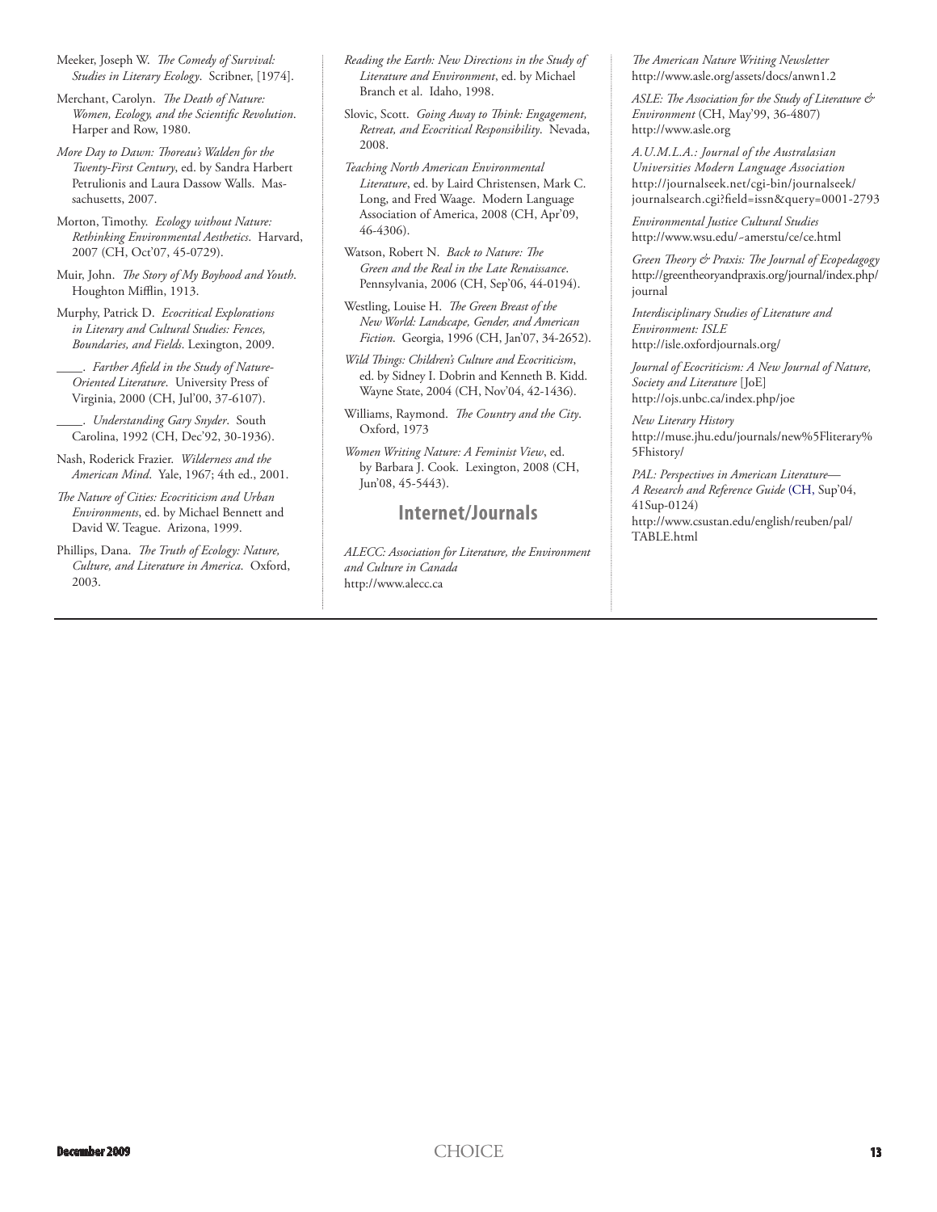Meeker, Joseph W. *The Comedy of Survival: Studies in Literary Ecology*. Scribner, [1974].

Merchant, Carolyn. *The Death of Nature: Women, Ecology, and the Scientific Revolution*. Harper and Row, 1980.

*More Day to Dawn: Thoreau's Walden for the Twenty-First Century*, ed. by Sandra Harbert Petrulionis and Laura Dassow Walls. Massachusetts, 2007.

Morton, Timothy. *Ecology without Nature: Rethinking Environmental Aesthetics*. Harvard, 2007 (CH, Oct'07, 45-0729).

Muir, John. *The Story of My Boyhood and Youth*. Houghton Mifflin, 1913.

Murphy, Patrick D. *Ecocritical Explorations in Literary and Cultural Studies: Fences, Boundaries, and Fields*. Lexington, 2009.

____. *Farther Afield in the Study of Nature-Oriented Literature*. University Press of Virginia, 2000 (CH, Jul'00, 37-6107).

____. *Understanding Gary Snyder*. South Carolina, 1992 (CH, Dec'92, 30-1936).

Nash, Roderick Frazier. *Wilderness and the American Mind*. Yale, 1967; 4th ed., 2001.

*The Nature of Cities: Ecocriticism and Urban Environments*, ed. by Michael Bennett and David W. Teague. Arizona, 1999.

Phillips, Dana. *The Truth of Ecology: Nature, Culture, and Literature in America*. Oxford, 2003.

*Reading the Earth: New Directions in the Study of Literature and Environment*, ed. by Michael Branch et al. Idaho, 1998.

Slovic, Scott. *Going Away to Think: Engagement, Retreat, and Ecocritical Responsibility*. Nevada, 2008.

*Teaching North American Environmental Literature*, ed. by Laird Christensen, Mark C. Long, and Fred Waage. Modern Language Association of America, 2008 (CH, Apr'09, 46-4306).

Watson, Robert N. *Back to Nature: The Green and the Real in the Late Renaissance*. Pennsylvania, 2006 (CH, Sep'06, 44-0194).

Westling, Louise H. *The Green Breast of the New World: Landscape, Gender, and American Fiction*. Georgia, 1996 (CH, Jan'07, 34-2652).

*Wild Things: Children's Culture and Ecocriticism*, ed. by Sidney I. Dobrin and Kenneth B. Kidd. Wayne State, 2004 (CH, Nov'04, 42-1436).

Williams, Raymond. *The Country and the City*. Oxford, 1973

*Women Writing Nature: A Feminist View*, ed. by Barbara J. Cook. Lexington, 2008 (CH, Jun'08, 45-5443).

## Internet/Journals

*ALECC: Association for Literature, the Environment and Culture in Canada*
http://www.alecc.ca

*The American Nature Writing Newsletter*
http://www.asle.org/assets/docs/anwn1.2

*ASLE: The Association for the Study of Literature & Environment* (CH, May'99, 36-4807)
http://www.asle.org

*A.U.M.L.A.: Journal of the Australasian Universities Modern Language Association*
http://journalseek.net/cgi-bin/journalseek/journalsearch.cgi?field=issn&query=0001-2793

*Environmental Justice Cultural Studies*
http://www.wsu.edu/~amerstu/ce/ce.html

*Green Theory & Praxis: The Journal of Ecopedagogy*
http://greentheoryandpraxis.org/journal/index.php/journal

*Interdisciplinary Studies of Literature and Environment: ISLE*
http://isle.oxfordjournals.org/

*Journal of Ecocriticism: A New Journal of Nature, Society and Literature* [JoE]
http://ojs.unbc.ca/index.php/joe

*New Literary History*
http://muse.jhu.edu/journals/new%5Fliterary%5Fhistory/

*PAL: Perspectives in American Literature—A Research and Reference Guide* (CH, Sup'04, 41Sup-0124)
http://www.csustan.edu/english/reuben/pal/TABLE.html